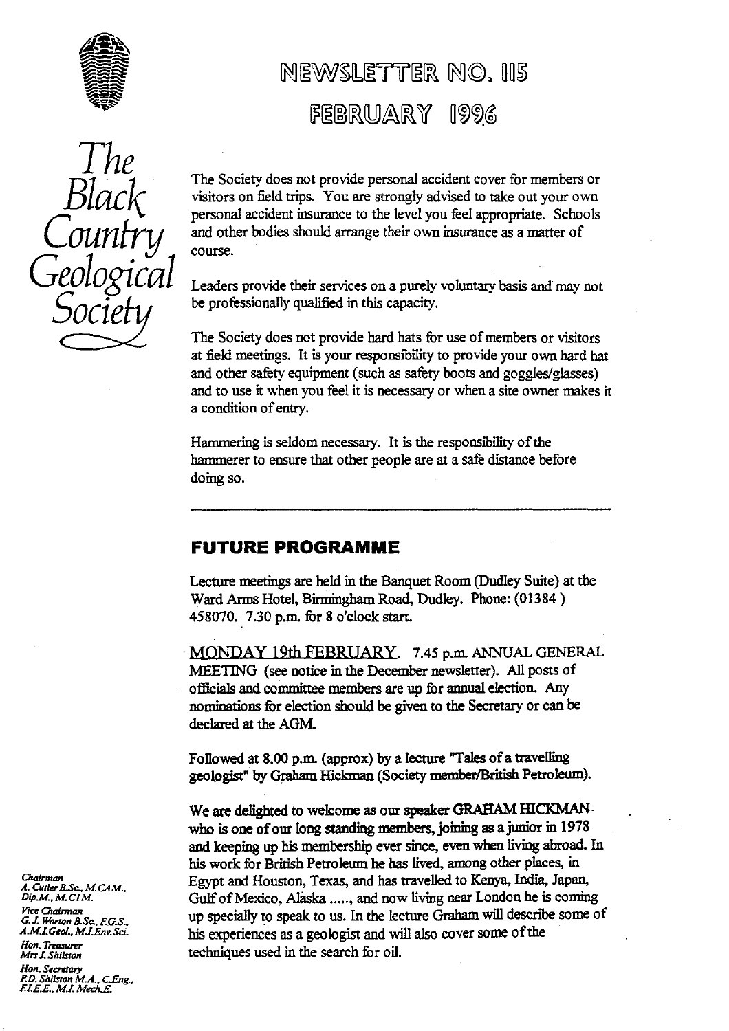# NEWSLETTER NO. 115

# FEBRUARY 1996

*The Black Country Geological Society*

The Society does not provide personal accident cover for members or visitors on field trips. You are strongly advised to take out your own personal accident insurance to the level you feel appropriate. Schools and other bodies should arrange their own insurance as a matter of course.

Leaders provide their services on a purely voluntary basis and may not be professionally qualified in this capacity.

The Society does not provide hard hats for use of members or visitors at field meetings. It is your responsibility to provide your own hard hat and other safety equipment (such as safety boots and goggles/glasses) and to use it when you feel it is necessary or when a site owner makes it a condition of entry.

Hammering is seldom necessary. It is the responsibility of the hammerer to ensure that other people are at a safe distance before doing so.

---

## FUTURE PROGRAMME

Lecture meetings are held in the Banquet Room (Dudley Suite) at the Ward Arms Hotel, Birmingham Road, Dudley. Phone: (01384) 458070. 7.30 p.m. for 8 o'clock start.

MONDAY 19th FEBRUARY. 7.45 p.m. ANNUAL GENERAL MEETING (see notice in the December newsletter). All posts of officials and committee members are up for annual election. Any nominations for election should be given to the Secretary or can be declared at the AGM.

Followed at 8.00 p.m. (approx) by a lecture "Tales of a travelling geologist" by Graham Hickman (Society member/British Petroleum).

We are delighted to welcome as our speaker GRAHAM HICKMAN who is one of our long standing members, joining as a junior in 1978 and keeping up his membership ever since, even when living abroad. In his work for British Petroleum he has lived, among other places, in Egypt and Houston, Texas, and has travelled to Kenya, India, Japan, Gulf of Mexico, Alaska ....., and now living near London he is coming up specially to speak to us. In the lecture Graham will describe some of his experiences as a geologist and will also cover some of the techniques used in the search for oil.

*Chairman*
A. Cutler B.Sc., M.CAM., Dip.M., M.CIM.

*Vice Chairman*
G. J. Worton B.Sc., F.G.S., A.M.I.Geol., M.I.Env.Sci.

*Hon. Treasurer*
Mrs J. Shilston

*Hon. Secretary*
P.D. Shilston M.A., C.Eng., F.I.E.E., M.I.Mech.E.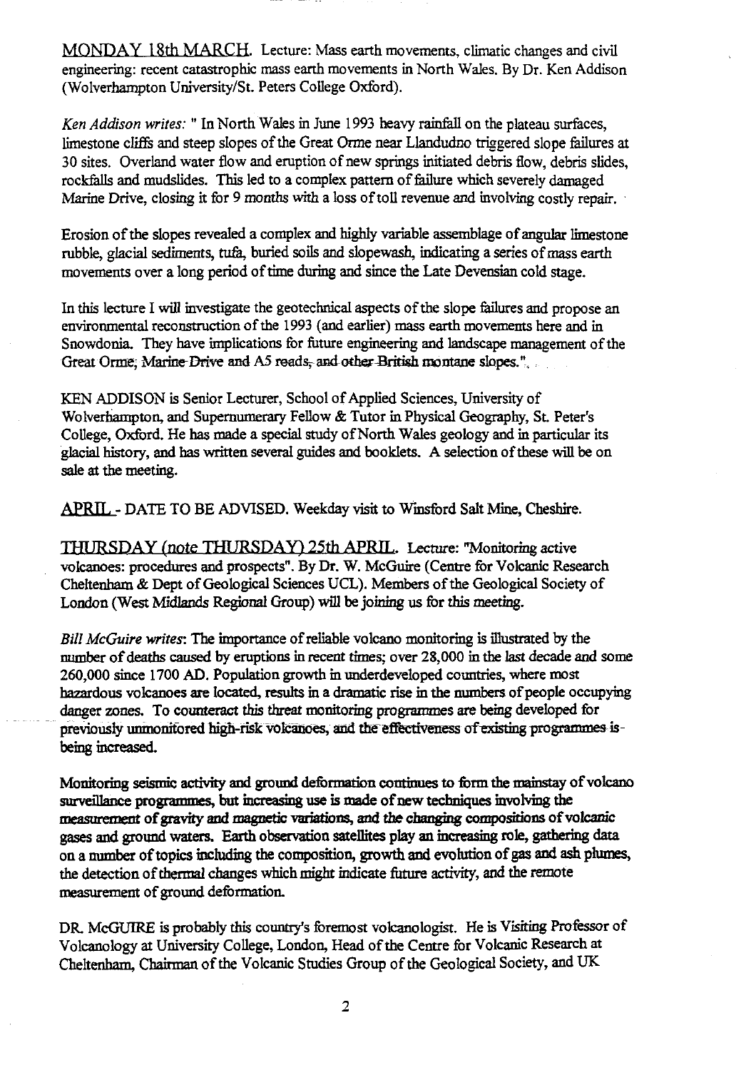MONDAY 18th MARCH. Lecture: Mass earth movements, climatic changes and civil engineering: recent catastrophic mass earth movements in North Wales. By Dr. Ken Addison (Wolverhampton University/St. Peters College Oxford).

*Ken Addison writes:* " In North Wales in June 1993 heavy rainfall on the plateau surfaces, limestone cliffs and steep slopes of the Great Orme near Llandudno triggered slope failures at 30 sites. Overland water flow and eruption of new springs initiated debris flow, debris slides, rockfalls and mudslides. This led to a complex pattern of failure which severely damaged Marine Drive, closing it for 9 months with a loss of toll revenue and involving costly repair.

Erosion of the slopes revealed a complex and highly variable assemblage of angular limestone rubble, glacial sediments, tufa, buried soils and slopewash, indicating a series of mass earth movements over a long period of time during and since the Late Devensian cold stage.

In this lecture I will investigate the geotechnical aspects of the slope failures and propose an environmental reconstruction of the 1993 (and earlier) mass earth movements here and in Snowdonia. They have implications for future engineering and landscape management of the Great Orme, Marine Drive and A5 roads, and other British montane slopes.".

KEN ADDISON is Senior Lecturer, School of Applied Sciences, University of Wolverhampton, and Supernumerary Fellow & Tutor in Physical Geography, St. Peter's College, Oxford. He has made a special study of North Wales geology and in particular its glacial history, and has written several guides and booklets. A selection of these will be on sale at the meeting.

APRIL - DATE TO BE ADVISED. Weekday visit to Winsford Salt Mine, Cheshire.

THURSDAY (note THURSDAY) 25th APRIL. Lecture: "Monitoring active volcanoes: procedures and prospects". By Dr. W. McGuire (Centre for Volcanic Research Cheltenham & Dept of Geological Sciences UCL). Members of the Geological Society of London (West Midlands Regional Group) will be joining us for this meeting.

*Bill McGuire writes*: The importance of reliable volcano monitoring is illustrated by the number of deaths caused by eruptions in recent times; over 28,000 in the last decade and some 260,000 since 1700 AD. Population growth in underdeveloped countries, where most hazardous volcanoes are located, results in a dramatic rise in the numbers of people occupying danger zones. To counteract this threat monitoring programmes are being developed for previously unmonitored high-risk volcanoes, and the effectiveness of existing programmes is being increased.

Monitoring seismic activity and ground deformation continues to form the mainstay of volcano surveillance programmes, but increasing use is made of new techniques involving the measurement of gravity and magnetic variations, and the changing compositions of volcanic gases and ground waters. Earth observation satellites play an increasing role, gathering data on a number of topics including the composition, growth and evolution of gas and ash plumes, the detection of thermal changes which might indicate future activity, and the remote measurement of ground deformation.

DR. McGUIRE is probably this country's foremost volcanologist. He is Visiting Professor of Volcanology at University College, London, Head of the Centre for Volcanic Research at Cheltenham, Chairman of the Volcanic Studies Group of the Geological Society, and UK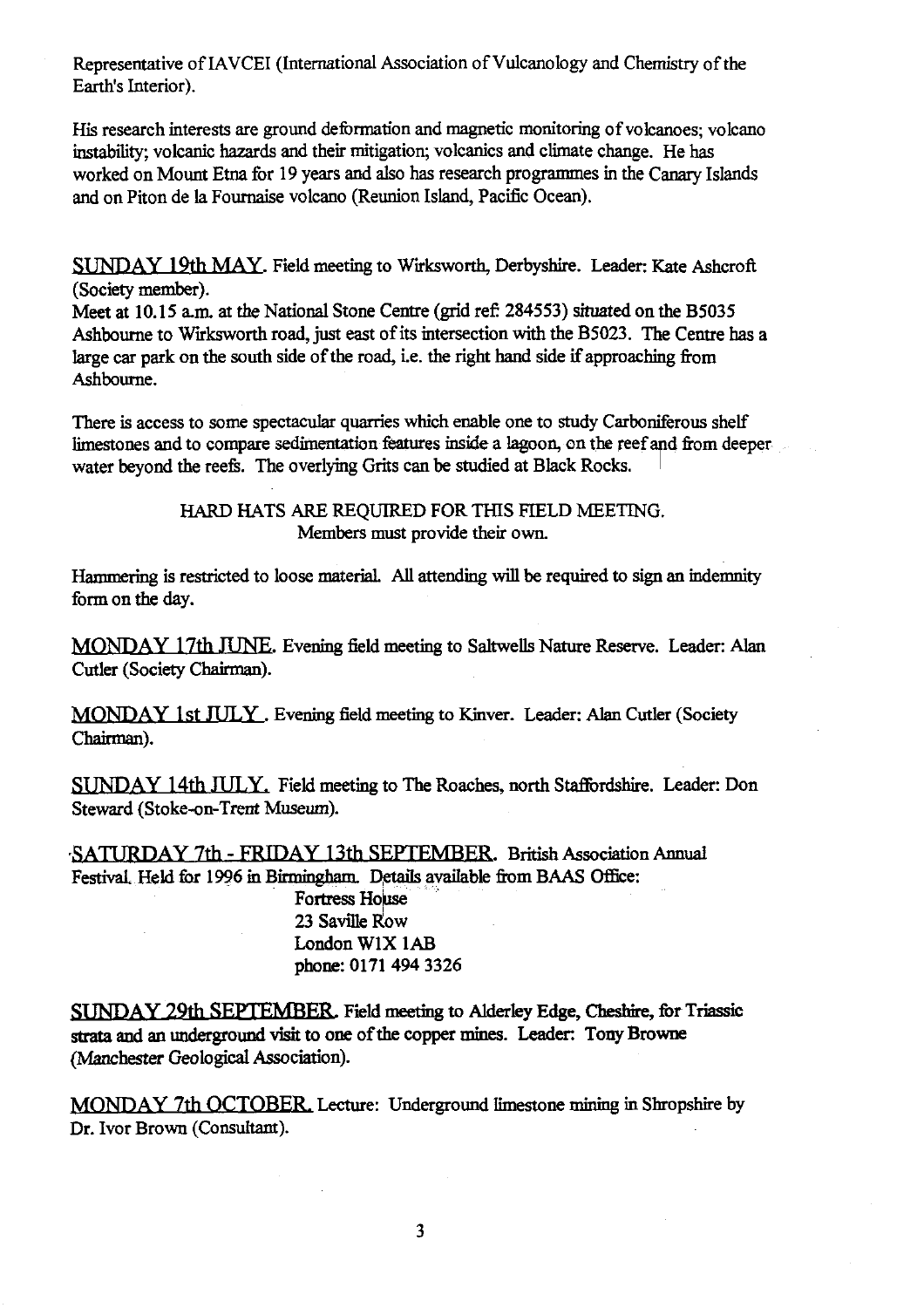Representative of IAVCEI (International Association of Vulcanology and Chemistry of the Earth's Interior).

His research interests are ground deformation and magnetic monitoring of volcanoes; volcano instability; volcanic hazards and their mitigation; volcanics and climate change. He has worked on Mount Etna for 19 years and also has research programmes in the Canary Islands and on Piton de la Fournaise volcano (Reunion Island, Pacific Ocean).

<u>SUNDAY 19th MAY</u>. Field meeting to Wirksworth, Derbyshire. Leader: Kate Ashcroft (Society member).
Meet at 10.15 a.m. at the National Stone Centre (grid ref: 284553) situated on the B5035 Ashbourne to Wirksworth road, just east of its intersection with the B5023. The Centre has a large car park on the south side of the road, i.e. the right hand side if approaching from Ashbourne.

There is access to some spectacular quarries which enable one to study Carboniferous shelf limestones and to compare sedimentation features inside a lagoon, on the reef and from deeper water beyond the reefs. The overlying Grits can be studied at Black Rocks.

HARD HATS ARE REQUIRED FOR THIS FIELD MEETING.
Members must provide their own.

Hammering is restricted to loose material. All attending will be required to sign an indemnity form on the day.

<u>MONDAY 17th JUNE</u>. Evening field meeting to Saltwells Nature Reserve. Leader: Alan Cutler (Society Chairman).

<u>MONDAY 1st JULY</u>. Evening field meeting to Kinver. Leader: Alan Cutler (Society Chairman).

<u>SUNDAY 14th JULY</u>. Field meeting to The Roaches, north Staffordshire. Leader: Don Steward (Stoke-on-Trent Museum).

<u>SATURDAY 7th - FRIDAY 13th SEPTEMBER</u>. British Association Annual Festival. Held for 1996 in Birmingham. Details available from BAAS Office:

Fortress House
23 Saville Row
London W1X 1AB
phone: 0171 494 3326

<u>SUNDAY 29th SEPTEMBER</u>. Field meeting to Alderley Edge, Cheshire, for Triassic strata and an underground visit to one of the copper mines. Leader: Tony Browne (Manchester Geological Association).

<u>MONDAY 7th OCTOBER</u>. Lecture: Underground limestone mining in Shropshire by Dr. Ivor Brown (Consultant).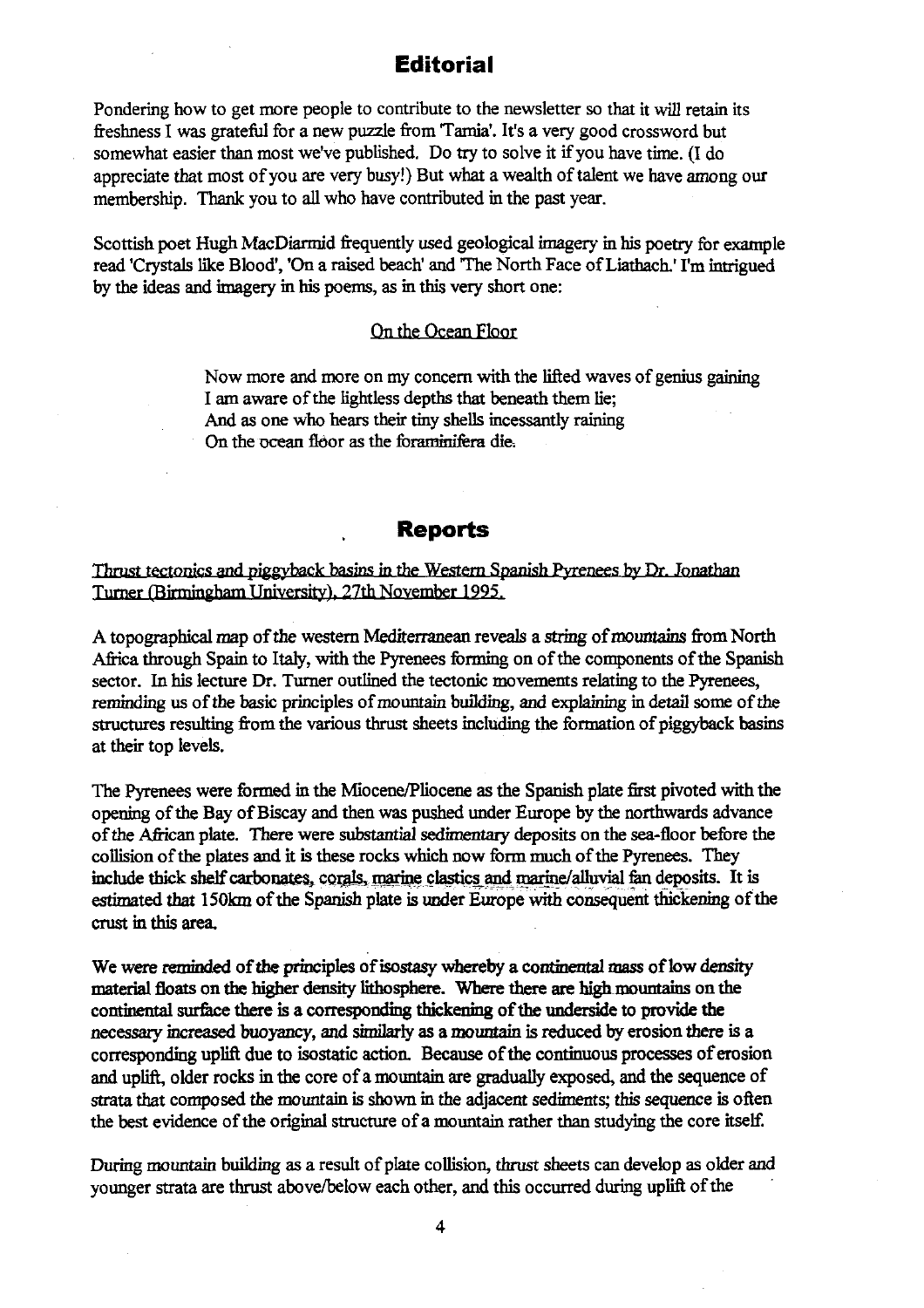## Editorial

Pondering how to get more people to contribute to the newsletter so that it will retain its freshness I was grateful for a new puzzle from 'Tamia'. It's a very good crossword but somewhat easier than most we've published. Do try to solve it if you have time. (I do appreciate that most of you are very busy!) But what a wealth of talent we have among our membership. Thank you to all who have contributed in the past year.

Scottish poet Hugh MacDiarmid frequently used geological imagery in his poetry for example read 'Crystals like Blood', 'On a raised beach' and 'The North Face of Liathach.' I'm intrigued by the ideas and imagery in his poems, as in this very short one:

On the Ocean Floor

> Now more and more on my concern with the lifted waves of genius gaining
> I am aware of the lightless depths that beneath them lie;
> And as one who hears their tiny shells incessantly raining
> On the ocean floor as the foraminifera die.

## Reports

Thrust tectonics and piggyback basins in the Western Spanish Pyrenees by Dr. Jonathan Turner (Birmingham University), 27th November 1995.

A topographical map of the western Mediterranean reveals a string of mountains from North Africa through Spain to Italy, with the Pyrenees forming on of the components of the Spanish sector. In his lecture Dr. Turner outlined the tectonic movements relating to the Pyrenees, reminding us of the basic principles of mountain building, and explaining in detail some of the structures resulting from the various thrust sheets including the formation of piggyback basins at their top levels.

The Pyrenees were formed in the Miocene/Pliocene as the Spanish plate first pivoted with the opening of the Bay of Biscay and then was pushed under Europe by the northwards advance of the African plate. There were substantial sedimentary deposits on the sea-floor before the collision of the plates and it is these rocks which now form much of the Pyrenees. They include thick shelf carbonates, corals, marine clastics and marine/alluvial fan deposits. It is estimated that 150km of the Spanish plate is under Europe with consequent thickening of the crust in this area.

We were reminded of the principles of isostasy whereby a continental mass of low density material floats on the higher density lithosphere. Where there are high mountains on the continental surface there is a corresponding thickening of the underside to provide the necessary increased buoyancy, and similarly as a mountain is reduced by erosion there is a corresponding uplift due to isostatic action. Because of the continuous processes of erosion and uplift, older rocks in the core of a mountain are gradually exposed, and the sequence of strata that composed the mountain is shown in the adjacent sediments; this sequence is often the best evidence of the original structure of a mountain rather than studying the core itself.

During mountain building as a result of plate collision, thrust sheets can develop as older and younger strata are thrust above/below each other, and this occurred during uplift of the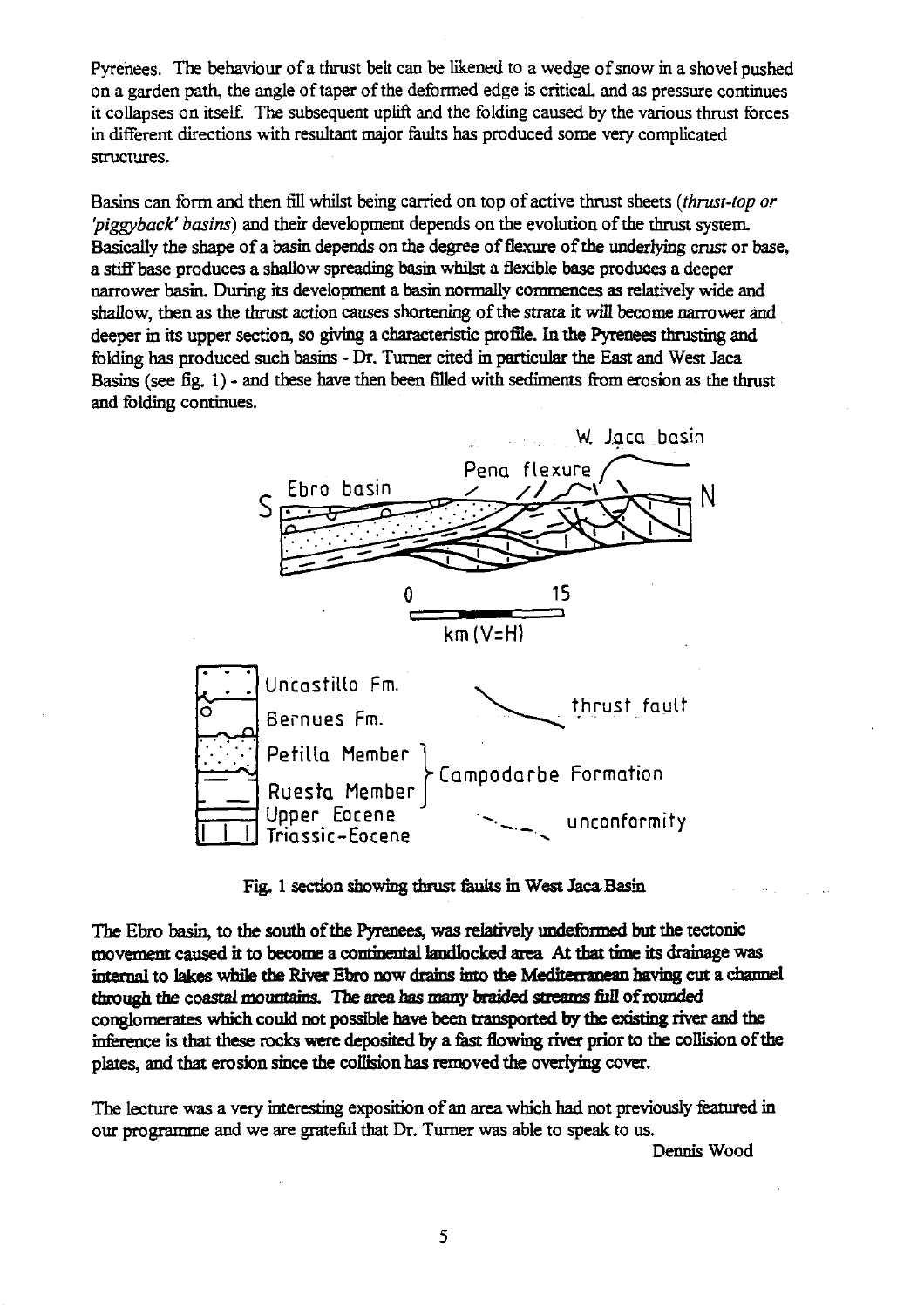Pyrenees. The behaviour of a thrust belt can be likened to a wedge of snow in a shovel pushed on a garden path, the angle of taper of the deformed edge is critical, and as pressure continues it collapses on itself. The subsequent uplift and the folding caused by the various thrust forces in different directions with resultant major faults has produced some very complicated structures.

Basins can form and then fill whilst being carried on top of active thrust sheets (*thrust-top or 'piggyback' basins*) and their development depends on the evolution of the thrust system. Basically the shape of a basin depends on the degree of flexure of the underlying crust or base, a stiff base produces a shallow spreading basin whilst a flexible base produces a deeper narrower basin. During its development a basin normally commences as relatively wide and shallow, then as the thrust action causes shortening of the strata it will become narrower and deeper in its upper section, so giving a characteristic profile. In the Pyrenees thrusting and folding has produced such basins - Dr. Turner cited in particular the East and West Jaca Basins (see fig. 1) - and these have then been filled with sediments from erosion as the thrust and folding continues.

Fig. 1 section showing thrust faults in West Jaca Basin

The Ebro basin, to the south of the Pyrenees, was relatively undeformed but the tectonic movement caused it to become a continental landlocked area. At that time its drainage was internal to lakes while the River Ebro now drains into the Mediterranean having cut a channel through the coastal mountains. The area has many braided streams full of rounded conglomerates which could not possible have been transported by the existing river and the inference is that these rocks were deposited by a fast flowing river prior to the collision of the plates, and that erosion since the collision has removed the overlying cover.

The lecture was a very interesting exposition of an area which had not previously featured in our programme and we are grateful that Dr. Turner was able to speak to us.

Dennis Wood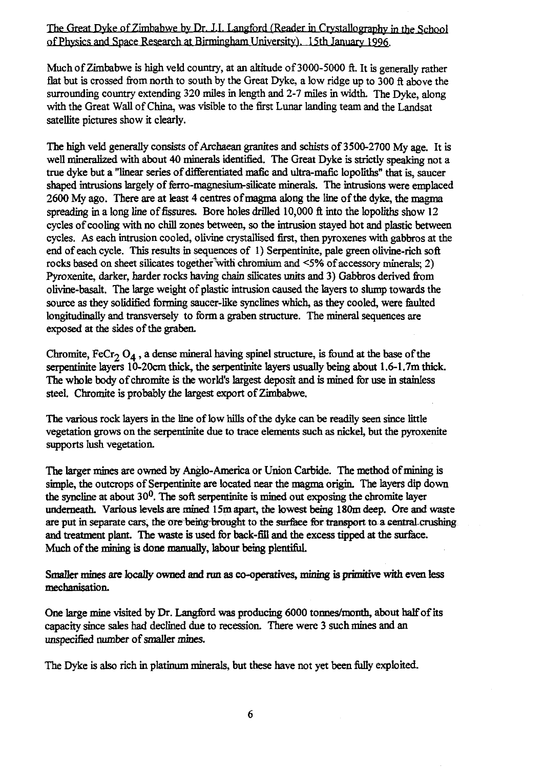The Great Dyke of Zimbabwe by Dr. J.I. Langford (Reader in Crystallography in the School of Physics and Space Research at Birmingham University). 15th January 1996.

Much of Zimbabwe is high veld country, at an altitude of 3000-5000 ft. It is generally rather flat but is crossed from north to south by the Great Dyke, a low ridge up to 300 ft above the surrounding country extending 320 miles in length and 2-7 miles in width. The Dyke, along with the Great Wall of China, was visible to the first Lunar landing team and the Landsat satellite pictures show it clearly.

The high veld generally consists of Archaean granites and schists of 3500-2700 My age. It is well mineralized with about 40 minerals identified. The Great Dyke is strictly speaking not a true dyke but a "linear series of differentiated mafic and ultra-mafic lopoliths" that is, saucer shaped intrusions largely of ferro-magnesium-silicate minerals. The intrusions were emplaced 2600 My ago. There are at least 4 centres of magma along the line of the dyke, the magma spreading in a long line of fissures. Bore holes drilled 10,000 ft into the lopoliths show 12 cycles of cooling with no chill zones between, so the intrusion stayed hot and plastic between cycles. As each intrusion cooled, olivine crystallised first, then pyroxenes with gabbros at the end of each cycle. This results in sequences of 1) Serpentinite, pale green olivine-rich soft rocks based on sheet silicates together with chromium and <5% of accessory minerals; 2) Pyroxenite, darker, harder rocks having chain silicates units and 3) Gabbros derived from olivine-basalt. The large weight of plastic intrusion caused the layers to slump towards the source as they solidified forming saucer-like synclines which, as they cooled, were faulted longitudinally and transversely to form a graben structure. The mineral sequences are exposed at the sides of the graben.

Chromite, $FeCr_2O_4$, a dense mineral having spinel structure, is found at the base of the serpentinite layers 10-20cm thick, the serpentinite layers usually being about 1.6-1.7m thick. The whole body of chromite is the world's largest deposit and is mined for use in stainless steel. Chromite is probably the largest export of Zimbabwe.

The various rock layers in the line of low hills of the dyke can be readily seen since little vegetation grows on the serpentinite due to trace elements such as nickel, but the pyroxenite supports lush vegetation.

The larger mines are owned by Anglo-America or Union Carbide. The method of mining is simple, the outcrops of Serpentinite are located near the magma origin. The layers dip down the syncline at about $30^0$. The soft serpentinite is mined out exposing the chromite layer underneath. Various levels are mined 15m apart, the lowest being 180m deep. Ore and waste are put in separate cars, the ore being brought to the surface for transport to a central crushing and treatment plant. The waste is used for back-fill and the excess tipped at the surface. Much of the mining is done manually, labour being plentiful.

Smaller mines are locally owned and run as co-operatives, mining is primitive with even less mechanisation.

One large mine visited by Dr. Langford was producing 6000 tonnes/month, about half of its capacity since sales had declined due to recession. There were 3 such mines and an unspecified number of smaller mines.

The Dyke is also rich in platinum minerals, but these have not yet been fully exploited.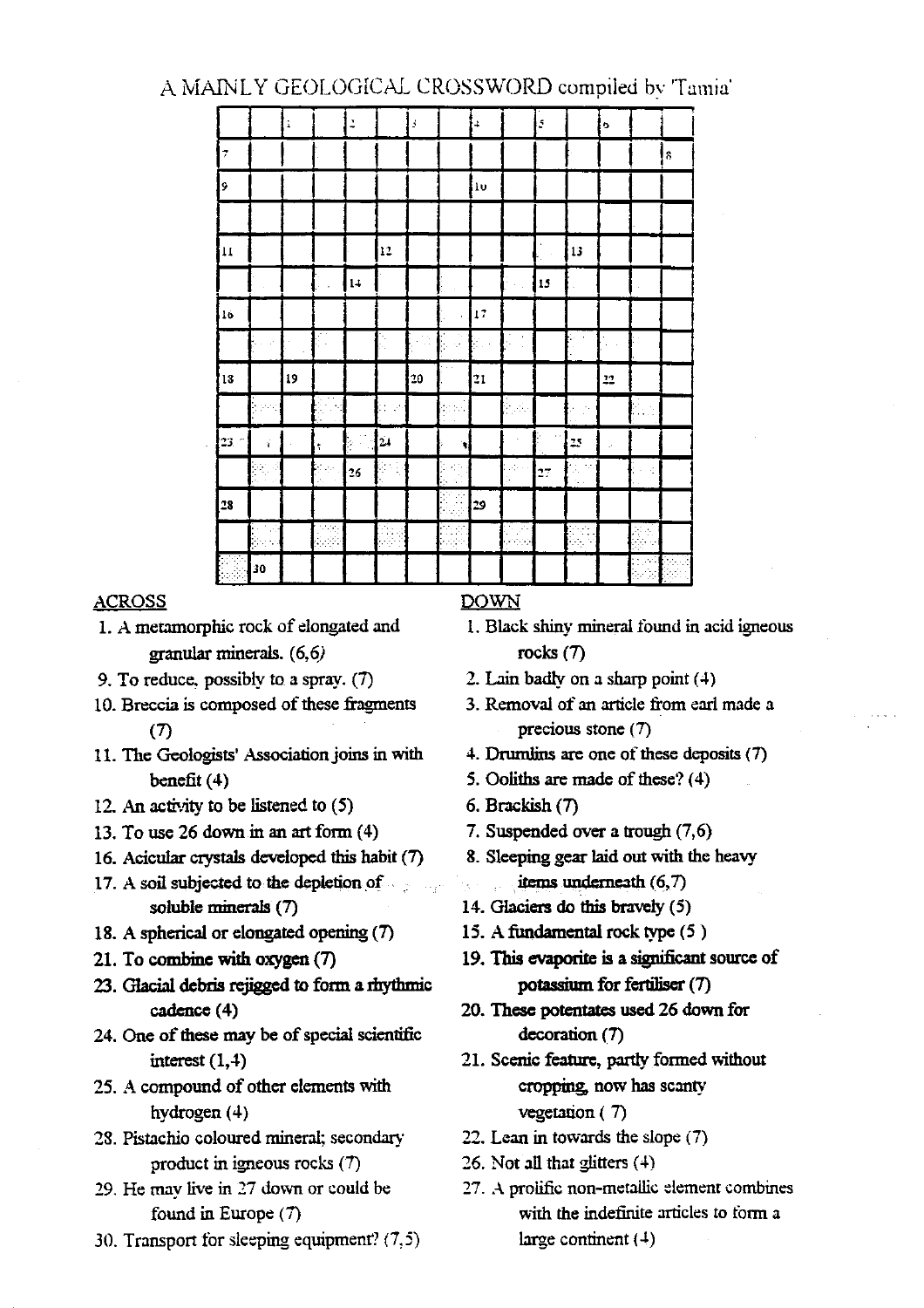A MAINLY GEOLOGICAL CROSSWORD compiled by 'Tamia'

## ACROSS

1. A metamorphic rock of elongated and granular minerals. (6,6)
9. To reduce, possibly to a spray. (7)
10. Breccia is composed of these fragments (7)
11. The Geologists' Association joins in with benefit (4)
12. An activity to be listened to (5)
13. To use 26 down in an art form (4)
16. Acicular crystals developed this habit (7)
17. A soil subjected to the depletion of soluble minerals (7)
18. A spherical or elongated opening (7)
21. To combine with oxygen (7)
23. Glacial debris rejigged to form a rhythmic cadence (4)
24. One of these may be of special scientific interest (1,4)
25. A compound of other elements with hydrogen (4)
28. Pistachio coloured mineral; secondary product in igneous rocks (7)
29. He may live in 27 down or could be found in Europe (7)
30. Transport for sleeping equipment? (7,5)

## DOWN

1. Black shiny mineral found in acid igneous rocks (7)
2. Lain badly on a sharp point (4)
3. Removal of an article from earl made a precious stone (7)
4. Drumlins are one of these deposits (7)
5. Ooliths are made of these? (4)
6. Brackish (7)
7. Suspended over a trough (7,6)
8. Sleeping gear laid out with the heavy items underneath (6,7)
14. Glaciers do this bravely (5)
15. A fundamental rock type (5)
19. This evaporite is a significant source of potassium for fertiliser (7)
20. These potentates used 26 down for decoration (7)
21. Scenic feature, partly formed without cropping, now has scanty vegetation (7)
22. Lean in towards the slope (7)
26. Not all that glitters (4)
27. A prolific non-metallic element combines with the indefinite articles to form a large continent (4)